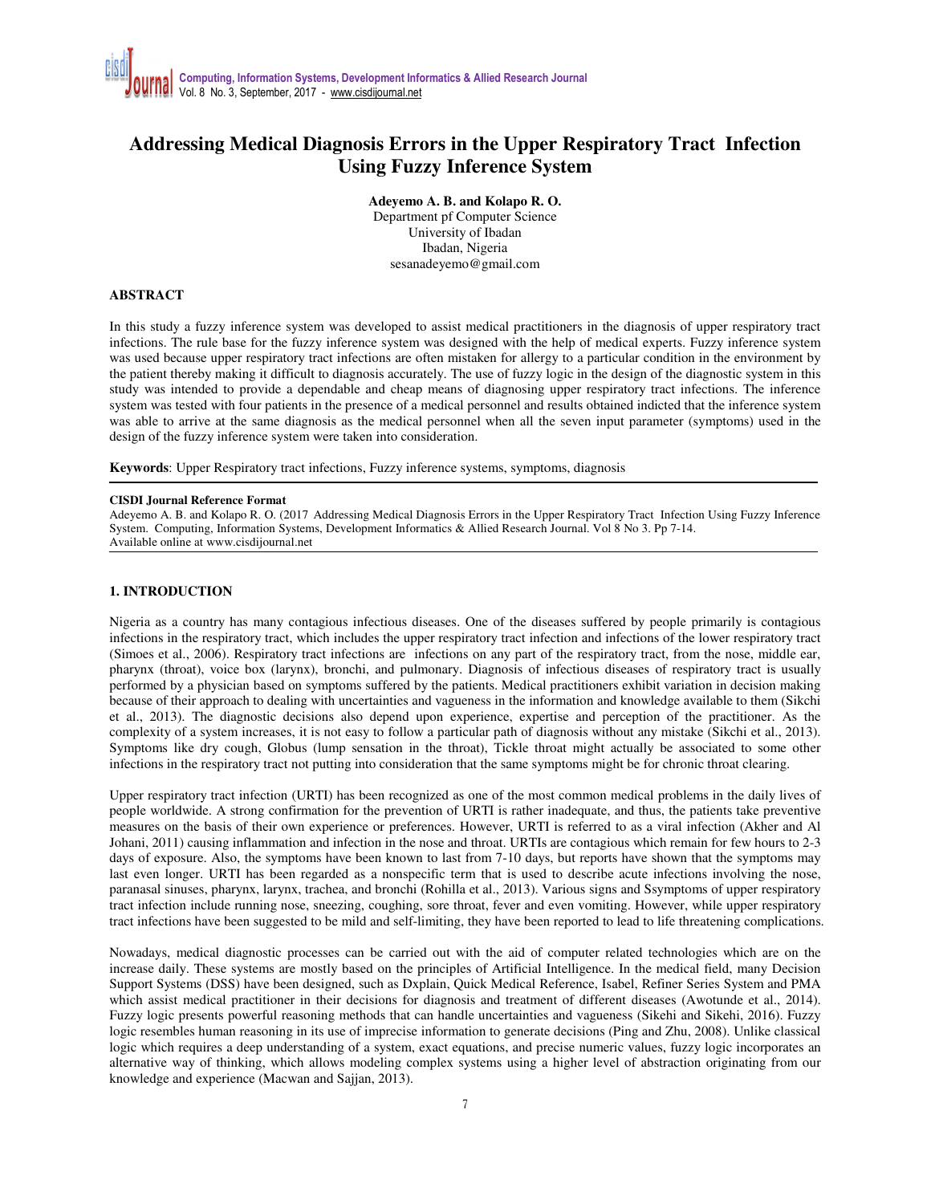# Addressing Medical Diagnosis Errors in the Upper Respiratory Tract Infection Using Fuzzy Inference System

**Adeyemo A. B. and Kolapo R. O.**
Department pf Computer Science
University of Ibadan
Ibadan, Nigeria
sesanadeyemo@gmail.com

## ABSTRACT

In this study a fuzzy inference system was developed to assist medical practitioners in the diagnosis of upper respiratory tract infections. The rule base for the fuzzy inference system was designed with the help of medical experts. Fuzzy inference system was used because upper respiratory tract infections are often mistaken for allergy to a particular condition in the environment by the patient thereby making it difficult to diagnosis accurately. The use of fuzzy logic in the design of the diagnostic system in this study was intended to provide a dependable and cheap means of diagnosing upper respiratory tract infections. The inference system was tested with four patients in the presence of a medical personnel and results obtained indicted that the inference system was able to arrive at the same diagnosis as the medical personnel when all the seven input parameter (symptoms) used in the design of the fuzzy inference system were taken into consideration.

**Keywords**: Upper Respiratory tract infections, Fuzzy inference systems, symptoms, diagnosis

**CISDI Journal Reference Format**
Adeyemo A. B. and Kolapo R. O. (2017 Addressing Medical Diagnosis Errors in the Upper Respiratory Tract Infection Using Fuzzy Inference System. Computing, Information Systems, Development Informatics & Allied Research Journal. Vol 8 No 3. Pp 7-14.
Available online at www.cisdijournal.net

## 1. INTRODUCTION

Nigeria as a country has many contagious infectious diseases. One of the diseases suffered by people primarily is contagious infections in the respiratory tract, which includes the upper respiratory tract infection and infections of the lower respiratory tract (Simoes et al., 2006). Respiratory tract infections are infections on any part of the respiratory tract, from the nose, middle ear, pharynx (throat), voice box (larynx), bronchi, and pulmonary. Diagnosis of infectious diseases of respiratory tract is usually performed by a physician based on symptoms suffered by the patients. Medical practitioners exhibit variation in decision making because of their approach to dealing with uncertainties and vagueness in the information and knowledge available to them (Sikchi et al., 2013). The diagnostic decisions also depend upon experience, expertise and perception of the practitioner. As the complexity of a system increases, it is not easy to follow a particular path of diagnosis without any mistake (Sikchi et al., 2013). Symptoms like dry cough, Globus (lump sensation in the throat), Tickle throat might actually be associated to some other infections in the respiratory tract not putting into consideration that the same symptoms might be for chronic throat clearing.

Upper respiratory tract infection (URTI) has been recognized as one of the most common medical problems in the daily lives of people worldwide. A strong confirmation for the prevention of URTI is rather inadequate, and thus, the patients take preventive measures on the basis of their own experience or preferences. However, URTI is referred to as a viral infection (Akher and Al Johani, 2011) causing inflammation and infection in the nose and throat. URTIs are contagious which remain for few hours to 2-3 days of exposure. Also, the symptoms have been known to last from 7-10 days, but reports have shown that the symptoms may last even longer. URTI has been regarded as a nonspecific term that is used to describe acute infections involving the nose, paranasal sinuses, pharynx, larynx, trachea, and bronchi (Rohilla et al., 2013). Various signs and Ssymptoms of upper respiratory tract infection include running nose, sneezing, coughing, sore throat, fever and even vomiting. However, while upper respiratory tract infections have been suggested to be mild and self-limiting, they have been reported to lead to life threatening complications.

Nowadays, medical diagnostic processes can be carried out with the aid of computer related technologies which are on the increase daily. These systems are mostly based on the principles of Artificial Intelligence. In the medical field, many Decision Support Systems (DSS) have been designed, such as Dxplain, Quick Medical Reference, Isabel, Refiner Series System and PMA which assist medical practitioner in their decisions for diagnosis and treatment of different diseases (Awotunde et al., 2014). Fuzzy logic presents powerful reasoning methods that can handle uncertainties and vagueness (Sikehi and Sikehi, 2016). Fuzzy logic resembles human reasoning in its use of imprecise information to generate decisions (Ping and Zhu, 2008). Unlike classical logic which requires a deep understanding of a system, exact equations, and precise numeric values, fuzzy logic incorporates an alternative way of thinking, which allows modeling complex systems using a higher level of abstraction originating from our knowledge and experience (Macwan and Sajjan, 2013).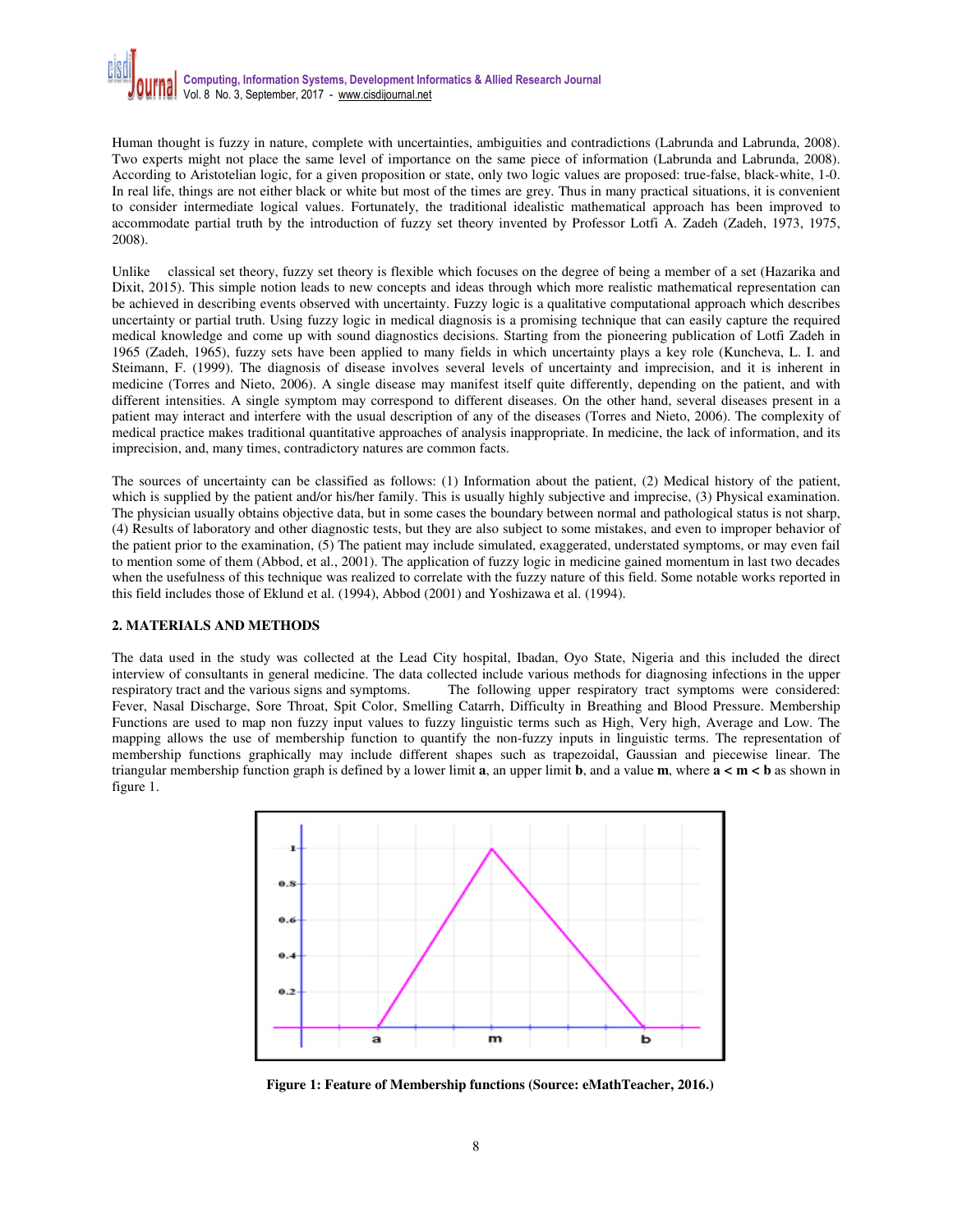Human thought is fuzzy in nature, complete with uncertainties, ambiguities and contradictions (Labrunda and Labrunda, 2008). Two experts might not place the same level of importance on the same piece of information (Labrunda and Labrunda, 2008). According to Aristotelian logic, for a given proposition or state, only two logic values are proposed: true-false, black-white, 1-0. In real life, things are not either black or white but most of the times are grey. Thus in many practical situations, it is convenient to consider intermediate logical values. Fortunately, the traditional idealistic mathematical approach has been improved to accommodate partial truth by the introduction of fuzzy set theory invented by Professor Lotfi A. Zadeh (Zadeh, 1973, 1975, 2008).

Unlike classical set theory, fuzzy set theory is flexible which focuses on the degree of being a member of a set (Hazarika and Dixit, 2015). This simple notion leads to new concepts and ideas through which more realistic mathematical representation can be achieved in describing events observed with uncertainty. Fuzzy logic is a qualitative computational approach which describes uncertainty or partial truth. Using fuzzy logic in medical diagnosis is a promising technique that can easily capture the required medical knowledge and come up with sound diagnostics decisions. Starting from the pioneering publication of Lotfi Zadeh in 1965 (Zadeh, 1965), fuzzy sets have been applied to many fields in which uncertainty plays a key role (Kuncheva, L. I. and Steimann, F. (1999). The diagnosis of disease involves several levels of uncertainty and imprecision, and it is inherent in medicine (Torres and Nieto, 2006). A single disease may manifest itself quite differently, depending on the patient, and with different intensities. A single symptom may correspond to different diseases. On the other hand, several diseases present in a patient may interact and interfere with the usual description of any of the diseases (Torres and Nieto, 2006). The complexity of medical practice makes traditional quantitative approaches of analysis inappropriate. In medicine, the lack of information, and its imprecision, and, many times, contradictory natures are common facts.

The sources of uncertainty can be classified as follows: (1) Information about the patient, (2) Medical history of the patient, which is supplied by the patient and/or his/her family. This is usually highly subjective and imprecise, (3) Physical examination. The physician usually obtains objective data, but in some cases the boundary between normal and pathological status is not sharp, (4) Results of laboratory and other diagnostic tests, but they are also subject to some mistakes, and even to improper behavior of the patient prior to the examination, (5) The patient may include simulated, exaggerated, understated symptoms, or may even fail to mention some of them (Abbod, et al., 2001). The application of fuzzy logic in medicine gained momentum in last two decades when the usefulness of this technique was realized to correlate with the fuzzy nature of this field. Some notable works reported in this field includes those of Eklund et al. (1994), Abbod (2001) and Yoshizawa et al. (1994).

## 2. MATERIALS AND METHODS

The data used in the study was collected at the Lead City hospital, Ibadan, Oyo State, Nigeria and this included the direct interview of consultants in general medicine. The data collected include various methods for diagnosing infections in the upper respiratory tract and the various signs and symptoms. The following upper respiratory tract symptoms were considered: Fever, Nasal Discharge, Sore Throat, Spit Color, Smelling Catarrh, Difficulty in Breathing and Blood Pressure. Membership Functions are used to map non fuzzy input values to fuzzy linguistic terms such as High, Very high, Average and Low. The mapping allows the use of membership function to quantify the non-fuzzy inputs in linguistic terms. The representation of membership functions graphically may include different shapes such as trapezoidal, Gaussian and piecewise linear. The triangular membership function graph is defined by a lower limit **a**, an upper limit **b**, and a value **m**, where **a < m < b** as shown in figure 1.

**Figure 1: Feature of Membership functions (Source: eMathTeacher, 2016.)**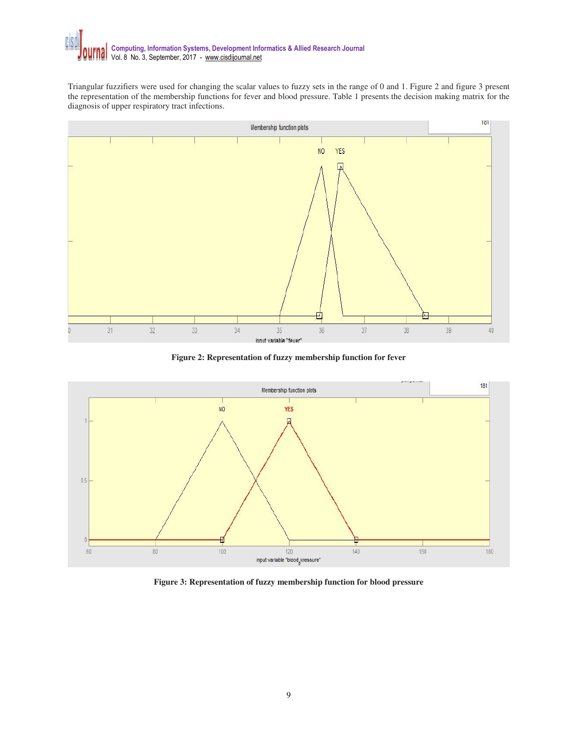Triangular fuzzifiers were used for changing the scalar values to fuzzy sets in the range of 0 and 1. Figure 2 and figure 3 present the representation of the membership functions for fever and blood pressure. Table 1 presents the decision making matrix for the diagnosis of upper respiratory tract infections.

**Figure 2: Representation of fuzzy membership function for fever**

**Figure 3: Representation of fuzzy membership function for blood pressure**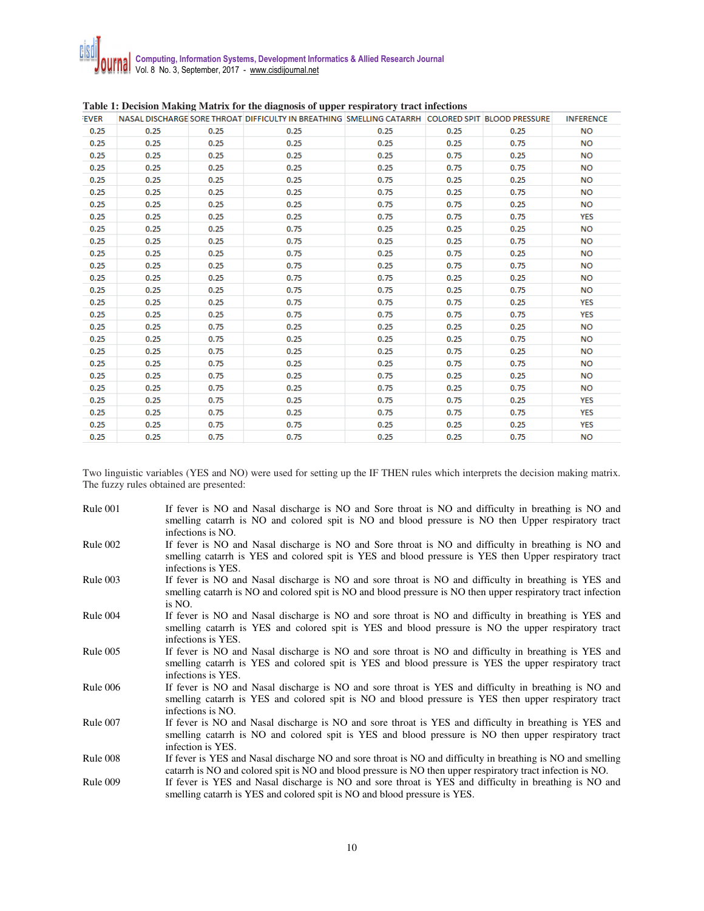**Table 1: Decision Making Matrix for the diagnosis of upper respiratory tract infections**

| FEVER | NASAL DISCHARGE | SORE THROAT | DIFFICULTY IN BREATHING | SMELLING CATARRH | COLORED SPIT | BLOOD PRESSURE | INFERENCE |
|---|---|---|---|---|---|---|---|
| 0.25 | 0.25 | 0.25 | 0.25 | 0.25 | 0.25 | 0.25 | NO |
| 0.25 | 0.25 | 0.25 | 0.25 | 0.25 | 0.25 | 0.75 | NO |
| 0.25 | 0.25 | 0.25 | 0.25 | 0.25 | 0.75 | 0.25 | NO |
| 0.25 | 0.25 | 0.25 | 0.25 | 0.25 | 0.75 | 0.75 | NO |
| 0.25 | 0.25 | 0.25 | 0.25 | 0.75 | 0.25 | 0.25 | NO |
| 0.25 | 0.25 | 0.25 | 0.25 | 0.75 | 0.25 | 0.75 | NO |
| 0.25 | 0.25 | 0.25 | 0.25 | 0.75 | 0.75 | 0.25 | NO |
| 0.25 | 0.25 | 0.25 | 0.25 | 0.75 | 0.75 | 0.75 | YES |
| 0.25 | 0.25 | 0.25 | 0.75 | 0.25 | 0.25 | 0.25 | NO |
| 0.25 | 0.25 | 0.25 | 0.75 | 0.25 | 0.25 | 0.75 | NO |
| 0.25 | 0.25 | 0.25 | 0.75 | 0.25 | 0.75 | 0.25 | NO |
| 0.25 | 0.25 | 0.25 | 0.75 | 0.25 | 0.75 | 0.75 | NO |
| 0.25 | 0.25 | 0.25 | 0.75 | 0.75 | 0.25 | 0.25 | NO |
| 0.25 | 0.25 | 0.25 | 0.75 | 0.75 | 0.25 | 0.75 | NO |
| 0.25 | 0.25 | 0.25 | 0.75 | 0.75 | 0.75 | 0.25 | YES |
| 0.25 | 0.25 | 0.25 | 0.75 | 0.75 | 0.75 | 0.75 | YES |
| 0.25 | 0.25 | 0.75 | 0.25 | 0.25 | 0.25 | 0.25 | NO |
| 0.25 | 0.25 | 0.75 | 0.25 | 0.25 | 0.25 | 0.75 | NO |
| 0.25 | 0.25 | 0.75 | 0.25 | 0.25 | 0.75 | 0.25 | NO |
| 0.25 | 0.25 | 0.75 | 0.25 | 0.25 | 0.75 | 0.75 | NO |
| 0.25 | 0.25 | 0.75 | 0.25 | 0.75 | 0.25 | 0.25 | NO |
| 0.25 | 0.25 | 0.75 | 0.25 | 0.75 | 0.25 | 0.75 | NO |
| 0.25 | 0.25 | 0.75 | 0.25 | 0.75 | 0.75 | 0.25 | YES |
| 0.25 | 0.25 | 0.75 | 0.25 | 0.75 | 0.75 | 0.75 | YES |
| 0.25 | 0.25 | 0.75 | 0.75 | 0.25 | 0.25 | 0.25 | YES |
| 0.25 | 0.25 | 0.75 | 0.75 | 0.25 | 0.25 | 0.75 | NO |

Two linguistic variables (YES and NO) were used for setting up the IF THEN rules which interprets the decision making matrix. The fuzzy rules obtained are presented:

Rule 001 If fever is NO and Nasal discharge is NO and Sore throat is NO and difficulty in breathing is NO and smelling catarrh is NO and colored spit is NO and blood pressure is NO then Upper respiratory tract infections is NO.

Rule 002 If fever is NO and Nasal discharge is NO and Sore throat is NO and difficulty in breathing is NO and smelling catarrh is YES and colored spit is YES and blood pressure is YES then Upper respiratory tract infections is YES.

Rule 003 If fever is NO and Nasal discharge is NO and sore throat is NO and difficulty in breathing is YES and smelling catarrh is NO and colored spit is NO and blood pressure is NO then upper respiratory tract infection is NO.

Rule 004 If fever is NO and Nasal discharge is NO and sore throat is NO and difficulty in breathing is YES and smelling catarrh is YES and colored spit is YES and blood pressure is NO the upper respiratory tract infections is YES.

Rule 005 If fever is NO and Nasal discharge is NO and sore throat is NO and difficulty in breathing is YES and smelling catarrh is YES and colored spit is YES and blood pressure is YES the upper respiratory tract infections is YES.

Rule 006 If fever is NO and Nasal discharge is NO and sore throat is YES and difficulty in breathing is NO and smelling catarrh is YES and colored spit is NO and blood pressure is YES then upper respiratory tract infections is NO.

Rule 007 If fever is NO and Nasal discharge is NO and sore throat is YES and difficulty in breathing is YES and smelling catarrh is NO and colored spit is YES and blood pressure is NO then upper respiratory tract infection is YES.

Rule 008 If fever is YES and Nasal discharge NO and sore throat is NO and difficulty in breathing is NO and smelling catarrh is NO and colored spit is NO and blood pressure is NO then upper respiratory tract infection is NO.

Rule 009 If fever is YES and Nasal discharge is NO and sore throat is YES and difficulty in breathing is NO and smelling catarrh is YES and colored spit is NO and blood pressure is YES.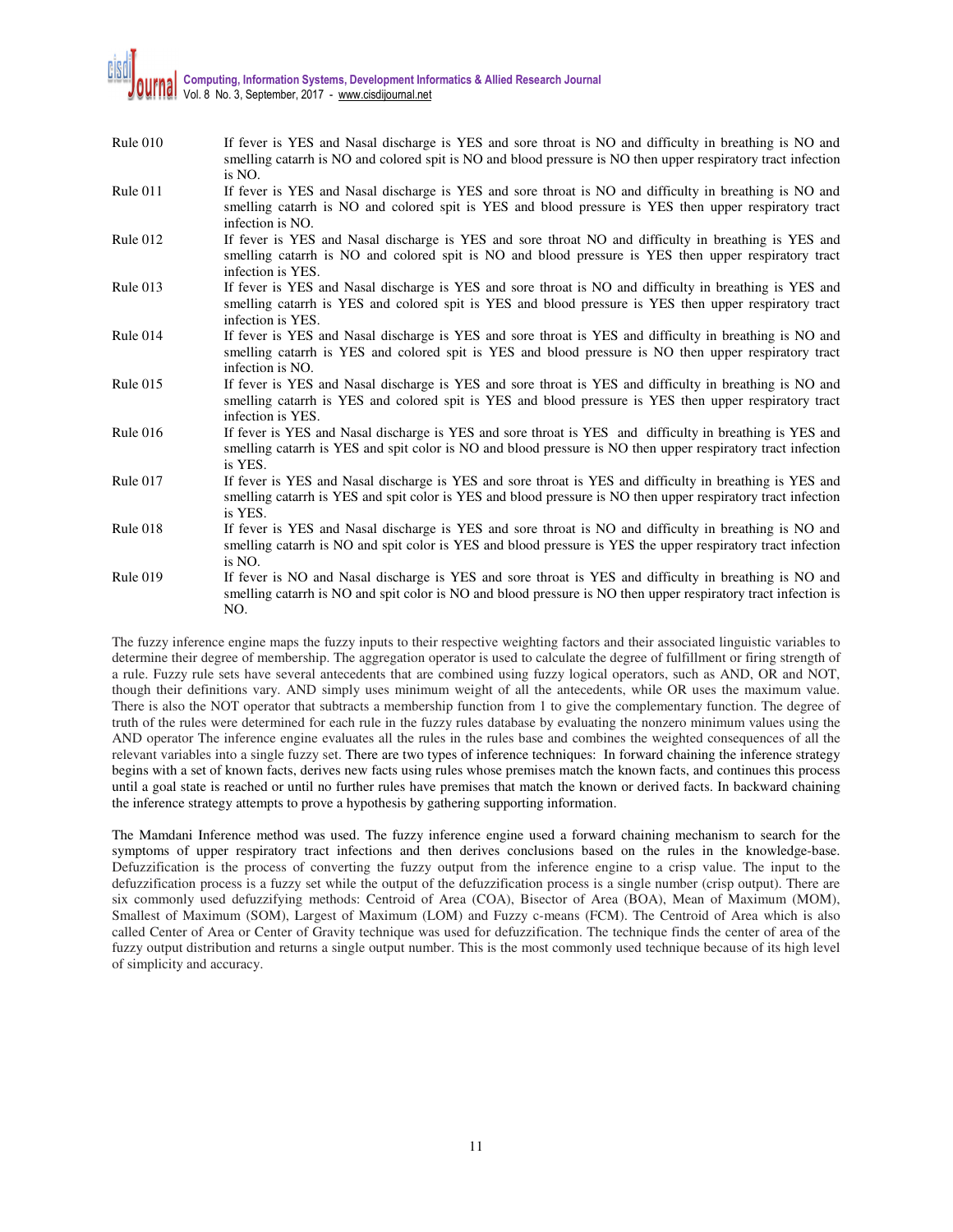| | |
|---|---|
| Rule 010 | If fever is YES and Nasal discharge is YES and sore throat is NO and difficulty in breathing is NO and smelling catarrh is NO and colored spit is NO and blood pressure is NO then upper respiratory tract infection is NO. |
| Rule 011 | If fever is YES and Nasal discharge is YES and sore throat is NO and difficulty in breathing is NO and smelling catarrh is NO and colored spit is YES and blood pressure is YES then upper respiratory tract infection is NO. |
| Rule 012 | If fever is YES and Nasal discharge is YES and sore throat NO and difficulty in breathing is YES and smelling catarrh is NO and colored spit is NO and blood pressure is YES then upper respiratory tract infection is YES. |
| Rule 013 | If fever is YES and Nasal discharge is YES and sore throat is NO and difficulty in breathing is YES and smelling catarrh is YES and colored spit is YES and blood pressure is YES then upper respiratory tract infection is YES. |
| Rule 014 | If fever is YES and Nasal discharge is YES and sore throat is YES and difficulty in breathing is NO and smelling catarrh is YES and colored spit is YES and blood pressure is NO then upper respiratory tract infection is NO. |
| Rule 015 | If fever is YES and Nasal discharge is YES and sore throat is YES and difficulty in breathing is NO and smelling catarrh is YES and colored spit is YES and blood pressure is YES then upper respiratory tract infection is YES. |
| Rule 016 | If fever is YES and Nasal discharge is YES and sore throat is YES and difficulty in breathing is YES and smelling catarrh is YES and spit color is NO and blood pressure is NO then upper respiratory tract infection is YES. |
| Rule 017 | If fever is YES and Nasal discharge is YES and sore throat is YES and difficulty in breathing is YES and smelling catarrh is YES and spit color is YES and blood pressure is NO then upper respiratory tract infection is YES. |
| Rule 018 | If fever is YES and Nasal discharge is YES and sore throat is NO and difficulty in breathing is NO and smelling catarrh is NO and spit color is YES and blood pressure is YES the upper respiratory tract infection is NO. |
| Rule 019 | If fever is NO and Nasal discharge is YES and sore throat is YES and difficulty in breathing is NO and smelling catarrh is NO and spit color is NO and blood pressure is NO then upper respiratory tract infection is NO. |

The fuzzy inference engine maps the fuzzy inputs to their respective weighting factors and their associated linguistic variables to determine their degree of membership. The aggregation operator is used to calculate the degree of fulfillment or firing strength of a rule. Fuzzy rule sets have several antecedents that are combined using fuzzy logical operators, such as AND, OR and NOT, though their definitions vary. AND simply uses minimum weight of all the antecedents, while OR uses the maximum value. There is also the NOT operator that subtracts a membership function from 1 to give the complementary function. The degree of truth of the rules were determined for each rule in the fuzzy rules database by evaluating the nonzero minimum values using the AND operator The inference engine evaluates all the rules in the rules base and combines the weighted consequences of all the relevant variables into a single fuzzy set. There are two types of inference techniques: In forward chaining the inference strategy begins with a set of known facts, derives new facts using rules whose premises match the known facts, and continues this process until a goal state is reached or until no further rules have premises that match the known or derived facts. In backward chaining the inference strategy attempts to prove a hypothesis by gathering supporting information.

The Mamdani Inference method was used. The fuzzy inference engine used a forward chaining mechanism to search for the symptoms of upper respiratory tract infections and then derives conclusions based on the rules in the knowledge-base. Defuzzification is the process of converting the fuzzy output from the inference engine to a crisp value. The input to the defuzzification process is a fuzzy set while the output of the defuzzification process is a single number (crisp output). There are six commonly used defuzzifying methods: Centroid of Area (COA), Bisector of Area (BOA), Mean of Maximum (MOM), Smallest of Maximum (SOM), Largest of Maximum (LOM) and Fuzzy c-means (FCM). The Centroid of Area which is also called Center of Area or Center of Gravity technique was used for defuzzification. The technique finds the center of area of the fuzzy output distribution and returns a single output number. This is the most commonly used technique because of its high level of simplicity and accuracy.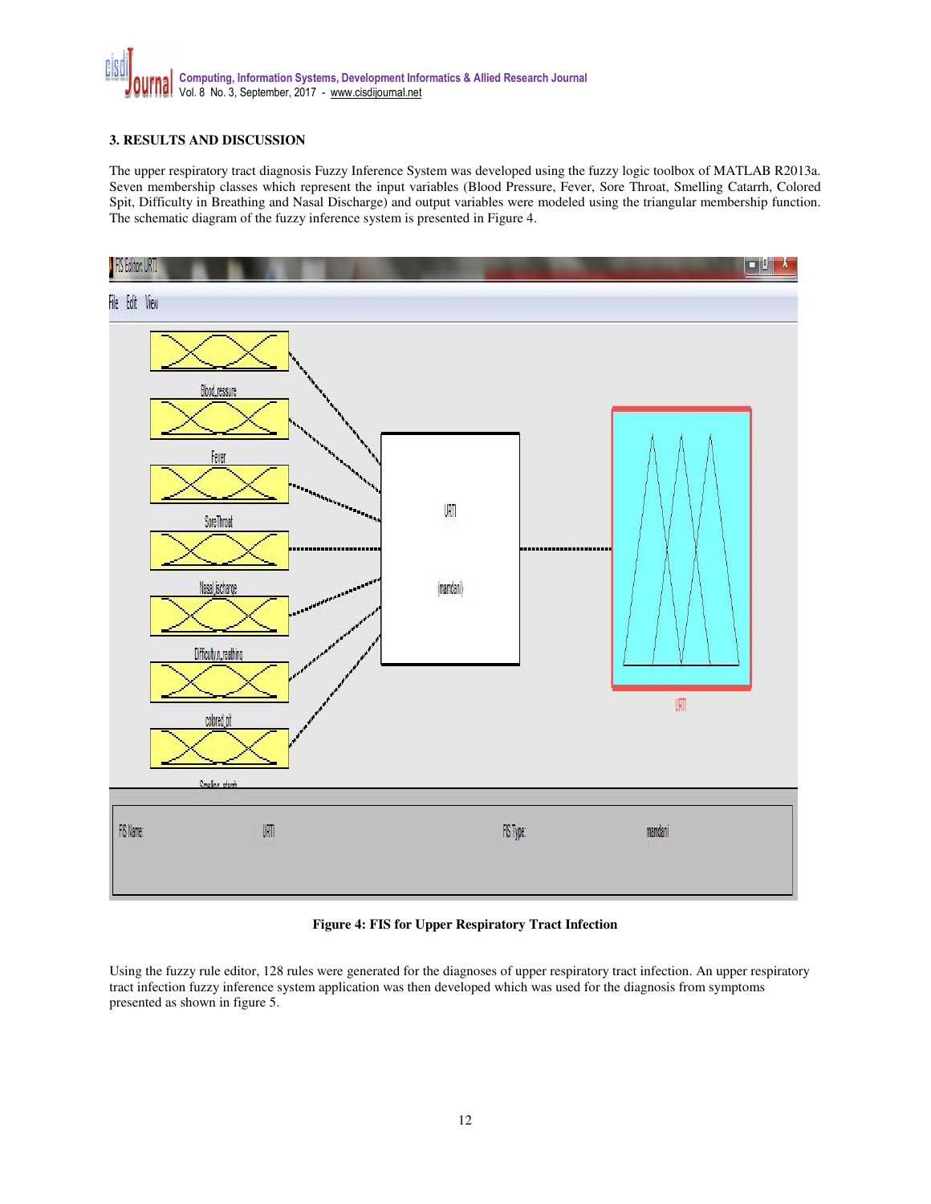## 3. RESULTS AND DISCUSSION

The upper respiratory tract diagnosis Fuzzy Inference System was developed using the fuzzy logic toolbox of MATLAB R2013a. Seven membership classes which represent the input variables (Blood Pressure, Fever, Sore Throat, Smelling Catarrh, Colored Spit, Difficulty in Breathing and Nasal Discharge) and output variables were modeled using the triangular membership function. The schematic diagram of the fuzzy inference system is presented in Figure 4.

**Figure 4: FIS for Upper Respiratory Tract Infection**

Using the fuzzy rule editor, 128 rules were generated for the diagnoses of upper respiratory tract infection. An upper respiratory tract infection fuzzy inference system application was then developed which was used for the diagnosis from symptoms presented as shown in figure 5.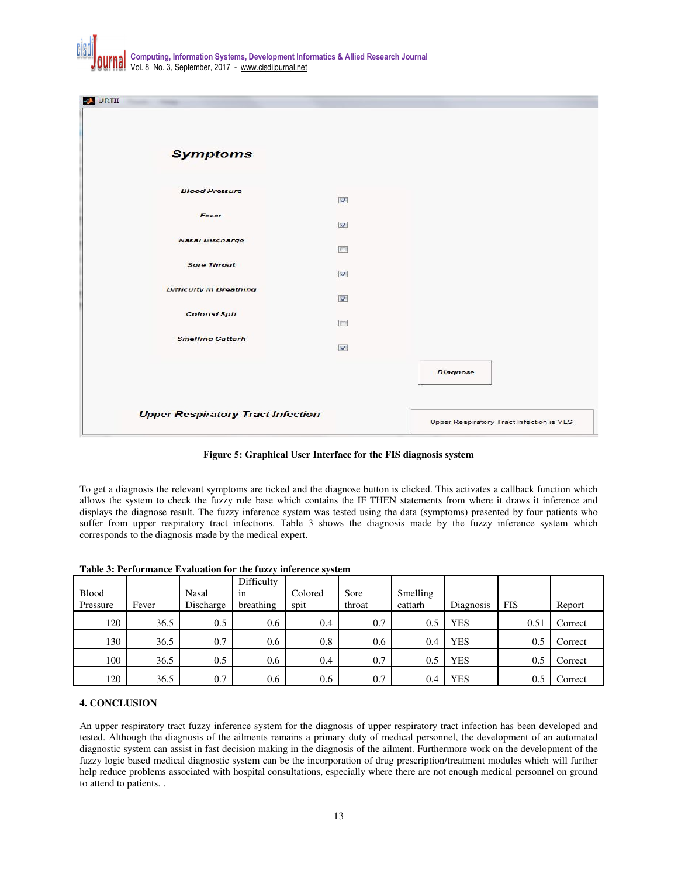Figure 5: Graphical User Interface for the FIS diagnosis system

To get a diagnosis the relevant symptoms are ticked and the diagnose button is clicked. This activates a callback function which allows the system to check the fuzzy rule base which contains the IF THEN statements from where it draws it inference and displays the diagnose result. The fuzzy inference system was tested using the data (symptoms) presented by four patients who suffer from upper respiratory tract infections. Table 3 shows the diagnosis made by the fuzzy inference system which corresponds to the diagnosis made by the medical expert.

**Table 3: Performance Evaluation for the fuzzy inference system**

| Blood Pressure | Fever | Nasal Discharge | Difficulty in breathing | Colored spit | Sore throat | Smelling cattarh | Diagnosis | FIS | Report |
|---|---|---|---|---|---|---|---|---|---|
| 120 | 36.5 | 0.5 | 0.6 | 0.4 | 0.7 | 0.5 | YES | 0.51 | Correct |
| 130 | 36.5 | 0.7 | 0.6 | 0.8 | 0.6 | 0.4 | YES | 0.5 | Correct |
| 100 | 36.5 | 0.5 | 0.6 | 0.4 | 0.7 | 0.5 | YES | 0.5 | Correct |
| 120 | 36.5 | 0.7 | 0.6 | 0.6 | 0.7 | 0.4 | YES | 0.5 | Correct |

## 4. CONCLUSION

An upper respiratory tract fuzzy inference system for the diagnosis of upper respiratory tract infection has been developed and tested. Although the diagnosis of the ailments remains a primary duty of medical personnel, the development of an automated diagnostic system can assist in fast decision making in the diagnosis of the ailment. Furthermore work on the development of the fuzzy logic based medical diagnostic system can be the incorporation of drug prescription/treatment modules which will further help reduce problems associated with hospital consultations, especially where there are not enough medical personnel on ground to attend to patients. .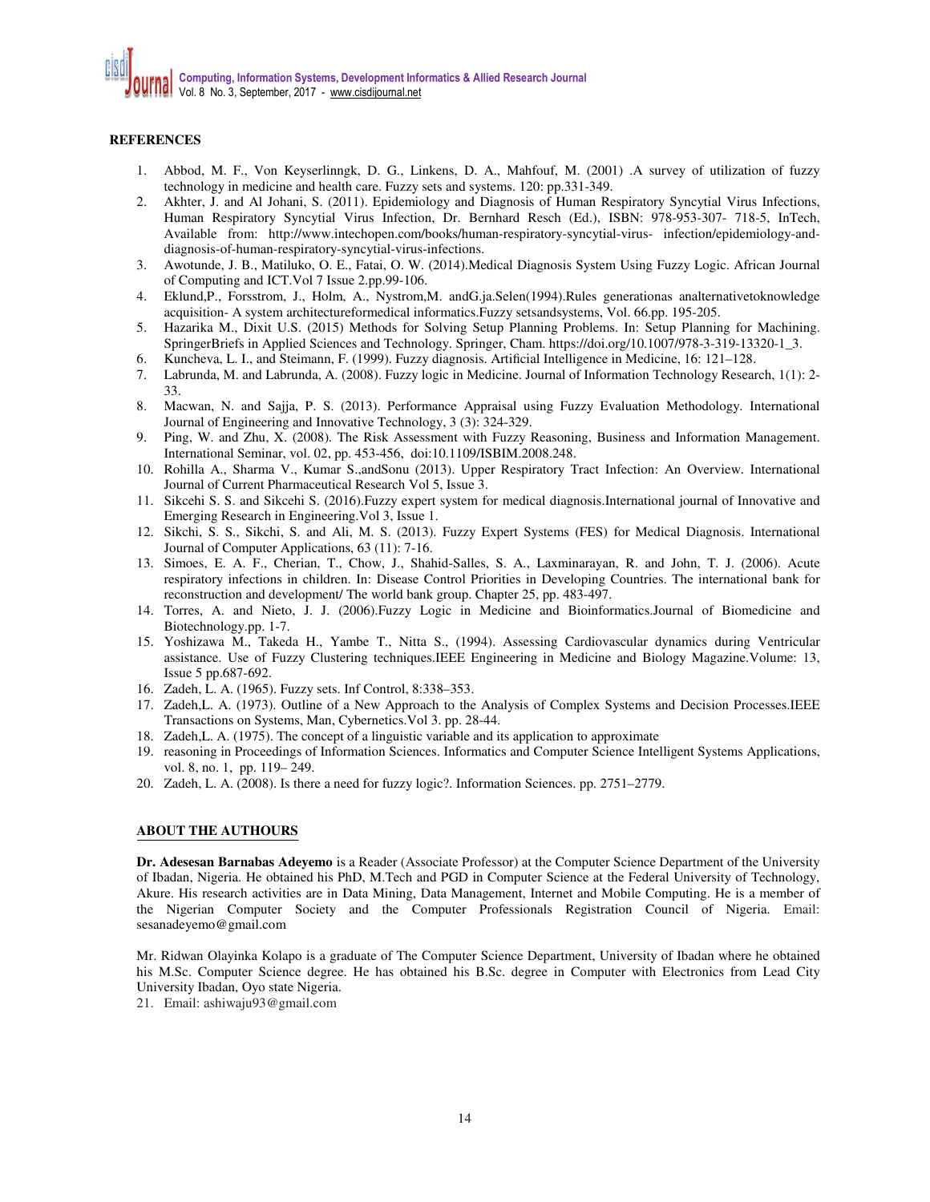## REFERENCES

1. Abbod, M. F., Von Keyserlinngk, D. G., Linkens, D. A., Mahfouf, M. (2001) .A survey of utilization of fuzzy technology in medicine and health care. Fuzzy sets and systems. 120: pp.331-349.
2. Akhter, J. and Al Johani, S. (2011). Epidemiology and Diagnosis of Human Respiratory Syncytial Virus Infections, Human Respiratory Syncytial Virus Infection, Dr. Bernhard Resch (Ed.), ISBN: 978-953-307- 718-5, InTech, Available from: http://www.intechopen.com/books/human-respiratory-syncytial-virus- infection/epidemiology-and-diagnosis-of-human-respiratory-syncytial-virus-infections.
3. Awotunde, J. B., Matiluko, O. E., Fatai, O. W. (2014).Medical Diagnosis System Using Fuzzy Logic. African Journal of Computing and ICT.Vol 7 Issue 2.pp.99-106.
4. Eklund,P., Forsstrom, J., Holm, A., Nystrom,M. andG.ja.Selen(1994).Rules generationas analternativetoknowledge acquisition- A system architectureformedical informatics.Fuzzy setsandsystems, Vol. 66.pp. 195-205.
5. Hazarika M., Dixit U.S. (2015) Methods for Solving Setup Planning Problems. In: Setup Planning for Machining. SpringerBriefs in Applied Sciences and Technology. Springer, Cham. https://doi.org/10.1007/978-3-319-13320-1_3.
6. Kuncheva, L. I., and Steimann, F. (1999). Fuzzy diagnosis. Artificial Intelligence in Medicine, 16: 121–128.
7. Labrunda, M. and Labrunda, A. (2008). Fuzzy logic in Medicine. Journal of Information Technology Research, 1(1): 2-33.
8. Macwan, N. and Sajja, P. S. (2013). Performance Appraisal using Fuzzy Evaluation Methodology. International Journal of Engineering and Innovative Technology, 3 (3): 324-329.
9. Ping, W. and Zhu, X. (2008). The Risk Assessment with Fuzzy Reasoning, Business and Information Management. International Seminar, vol. 02, pp. 453-456, doi:10.1109/ISBIM.2008.248.
10. Rohilla A., Sharma V., Kumar S.,andSonu (2013). Upper Respiratory Tract Infection: An Overview. International Journal of Current Pharmaceutical Research Vol 5, Issue 3.
11. Sikcehi S. S. and Sikcehi S. (2016).Fuzzy expert system for medical diagnosis.International journal of Innovative and Emerging Research in Engineering.Vol 3, Issue 1.
12. Sikchi, S. S., Sikchi, S. and Ali, M. S. (2013). Fuzzy Expert Systems (FES) for Medical Diagnosis. International Journal of Computer Applications, 63 (11): 7-16.
13. Simoes, E. A. F., Cherian, T., Chow, J., Shahid-Salles, S. A., Laxminarayan, R. and John, T. J. (2006). Acute respiratory infections in children. In: Disease Control Priorities in Developing Countries. The international bank for reconstruction and development/ The world bank group. Chapter 25, pp. 483-497.
14. Torres, A. and Nieto, J. J. (2006).Fuzzy Logic in Medicine and Bioinformatics.Journal of Biomedicine and Biotechnology.pp. 1-7.
15. Yoshizawa M., Takeda H., Yambe T., Nitta S., (1994). Assessing Cardiovascular dynamics during Ventricular assistance. Use of Fuzzy Clustering techniques.IEEE Engineering in Medicine and Biology Magazine.Volume: 13, Issue 5 pp.687-692.
16. Zadeh, L. A. (1965). Fuzzy sets. Inf Control, 8:338–353.
17. Zadeh,L. A. (1973). Outline of a New Approach to the Analysis of Complex Systems and Decision Processes.IEEE Transactions on Systems, Man, Cybernetics.Vol 3. pp. 28-44.
18. Zadeh,L. A. (1975). The concept of a linguistic variable and its application to approximate
19. reasoning in Proceedings of Information Sciences. Informatics and Computer Science Intelligent Systems Applications, vol. 8, no. 1, pp. 119– 249.
20. Zadeh, L. A. (2008). Is there a need for fuzzy logic?. Information Sciences. pp. 2751–2779.

## ABOUT THE AUTHOURS

**Dr. Adesesan Barnabas Adeyemo** is a Reader (Associate Professor) at the Computer Science Department of the University of Ibadan, Nigeria. He obtained his PhD, M.Tech and PGD in Computer Science at the Federal University of Technology, Akure. His research activities are in Data Mining, Data Management, Internet and Mobile Computing. He is a member of the Nigerian Computer Society and the Computer Professionals Registration Council of Nigeria. Email: sesanadeyemo@gmail.com

Mr. Ridwan Olayinka Kolapo is a graduate of The Computer Science Department, University of Ibadan where he obtained his M.Sc. Computer Science degree. He has obtained his B.Sc. degree in Computer with Electronics from Lead City University Ibadan, Oyo state Nigeria.

21. Email: ashiwaju93@gmail.com